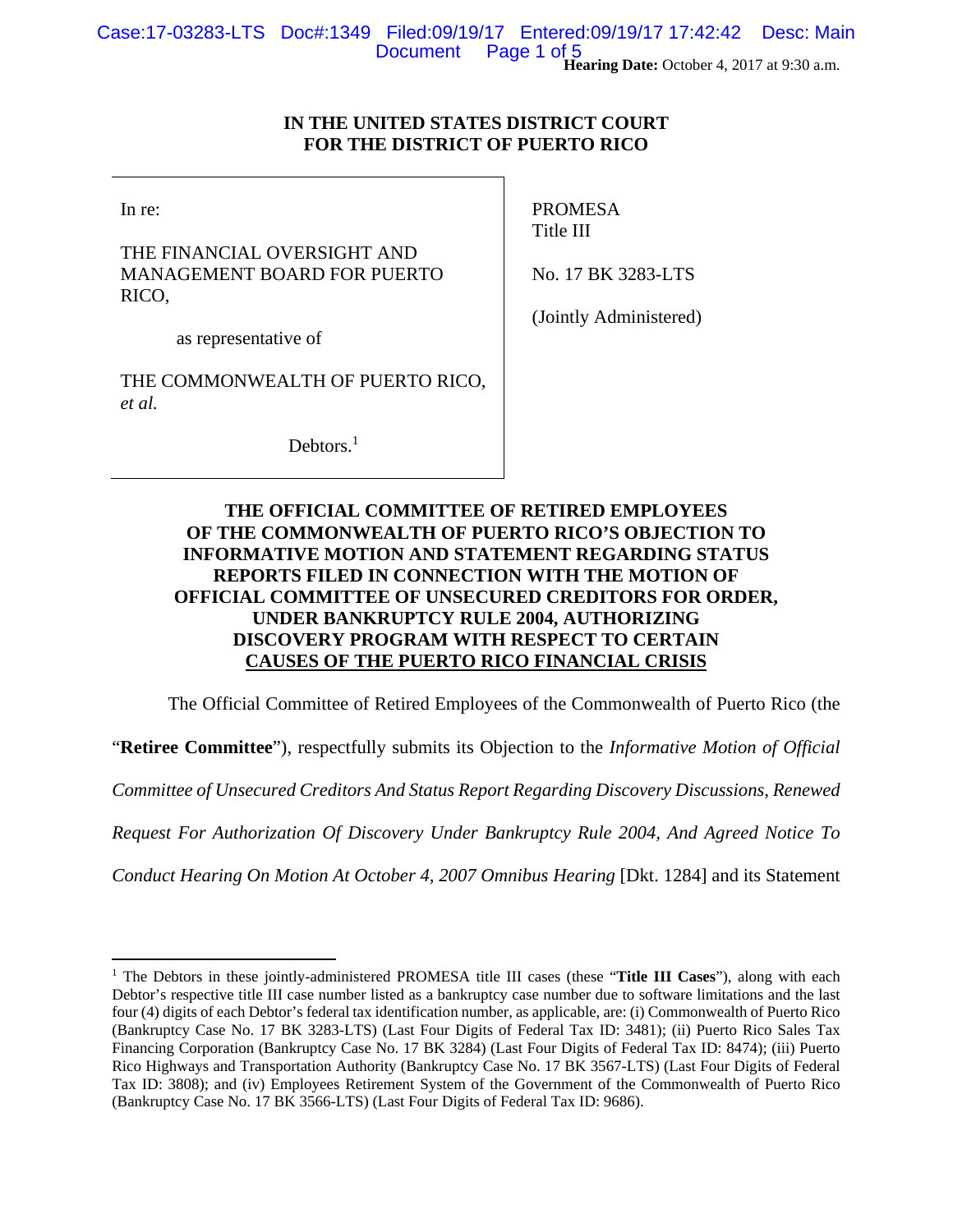**Hearing Date:** October 4, 2017 at 9:30 a.m.

**IN THE UNITED STATES DISTRICT COURT**
**FOR THE DISTRICT OF PUERTO RICO**

| | |
|---|---|
| In re:<br><br>THE FINANCIAL OVERSIGHT AND MANAGEMENT BOARD FOR PUERTO RICO,<br><br>as representative of<br><br>THE COMMONWEALTH OF PUERTO RICO, *et al.*<br><br>Debtors.[1] | PROMESA<br>Title III<br><br>No. 17 BK 3283-LTS<br><br>(Jointly Administered) |

**THE OFFICIAL COMMITTEE OF RETIRED EMPLOYEES OF THE COMMONWEALTH OF PUERTO RICO'S OBJECTION TO INFORMATIVE MOTION AND STATEMENT REGARDING STATUS REPORTS FILED IN CONNECTION WITH THE MOTION OF OFFICIAL COMMITTEE OF UNSECURED CREDITORS FOR ORDER, UNDER BANKRUPTCY RULE 2004, AUTHORIZING DISCOVERY PROGRAM WITH RESPECT TO CERTAIN CAUSES OF THE PUERTO RICO FINANCIAL CRISIS**

The Official Committee of Retired Employees of the Commonwealth of Puerto Rico (the "**Retiree Committee**"), respectfully submits its Objection to the *Informative Motion of Official Committee of Unsecured Creditors And Status Report Regarding Discovery Discussions, Renewed Request For Authorization Of Discovery Under Bankruptcy Rule 2004, And Agreed Notice To Conduct Hearing On Motion At October 4, 2007 Omnibus Hearing* [Dkt. 1284] and its Statement

---

[1] The Debtors in these jointly-administered PROMESA title III cases (these "**Title III Cases**"), along with each Debtor's respective title III case number listed as a bankruptcy case number due to software limitations and the last four (4) digits of each Debtor's federal tax identification number, as applicable, are: (i) Commonwealth of Puerto Rico (Bankruptcy Case No. 17 BK 3283-LTS) (Last Four Digits of Federal Tax ID: 3481); (ii) Puerto Rico Sales Tax Financing Corporation (Bankruptcy Case No. 17 BK 3284) (Last Four Digits of Federal Tax ID: 8474); (iii) Puerto Rico Highways and Transportation Authority (Bankruptcy Case No. 17 BK 3567-LTS) (Last Four Digits of Federal Tax ID: 3808); and (iv) Employees Retirement System of the Government of the Commonwealth of Puerto Rico (Bankruptcy Case No. 17 BK 3566-LTS) (Last Four Digits of Federal Tax ID: 9686).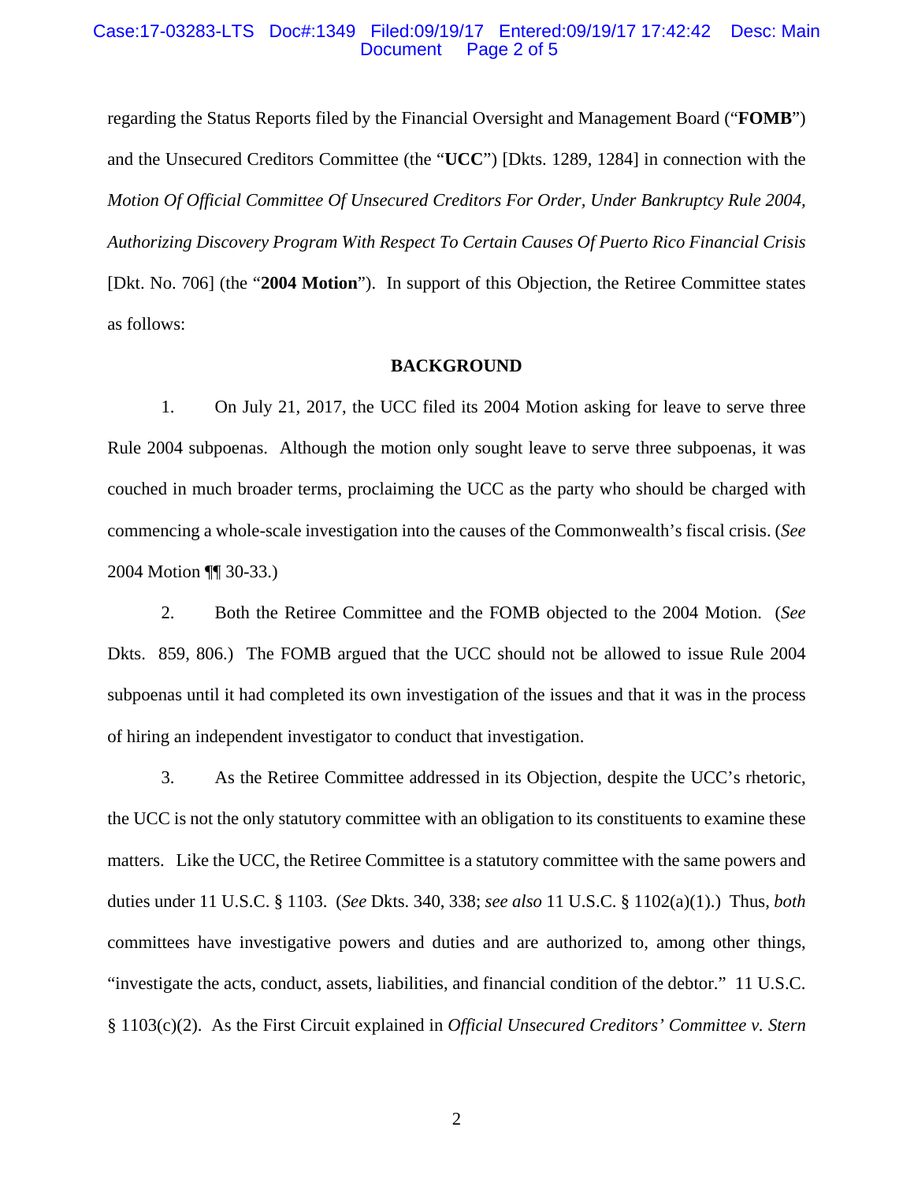regarding the Status Reports filed by the Financial Oversight and Management Board ("**FOMB**") and the Unsecured Creditors Committee (the "**UCC**") [Dkts. 1289, 1284] in connection with the *Motion Of Official Committee Of Unsecured Creditors For Order, Under Bankruptcy Rule 2004, Authorizing Discovery Program With Respect To Certain Causes Of Puerto Rico Financial Crisis* [Dkt. No. 706] (the "**2004 Motion**"). In support of this Objection, the Retiree Committee states as follows:

## BACKGROUND

1. On July 21, 2017, the UCC filed its 2004 Motion asking for leave to serve three Rule 2004 subpoenas. Although the motion only sought leave to serve three subpoenas, it was couched in much broader terms, proclaiming the UCC as the party who should be charged with commencing a whole-scale investigation into the causes of the Commonwealth's fiscal crisis. (*See* 2004 Motion ¶¶ 30-33.)

2. Both the Retiree Committee and the FOMB objected to the 2004 Motion. (*See* Dkts. 859, 806.) The FOMB argued that the UCC should not be allowed to issue Rule 2004 subpoenas until it had completed its own investigation of the issues and that it was in the process of hiring an independent investigator to conduct that investigation.

3. As the Retiree Committee addressed in its Objection, despite the UCC's rhetoric, the UCC is not the only statutory committee with an obligation to its constituents to examine these matters. Like the UCC, the Retiree Committee is a statutory committee with the same powers and duties under 11 U.S.C. § 1103. (*See* Dkts. 340, 338; *see also* 11 U.S.C. § 1102(a)(1).) Thus, *both* committees have investigative powers and duties and are authorized to, among other things, "investigate the acts, conduct, assets, liabilities, and financial condition of the debtor." 11 U.S.C. § 1103(c)(2). As the First Circuit explained in *Official Unsecured Creditors' Committee v. Stern*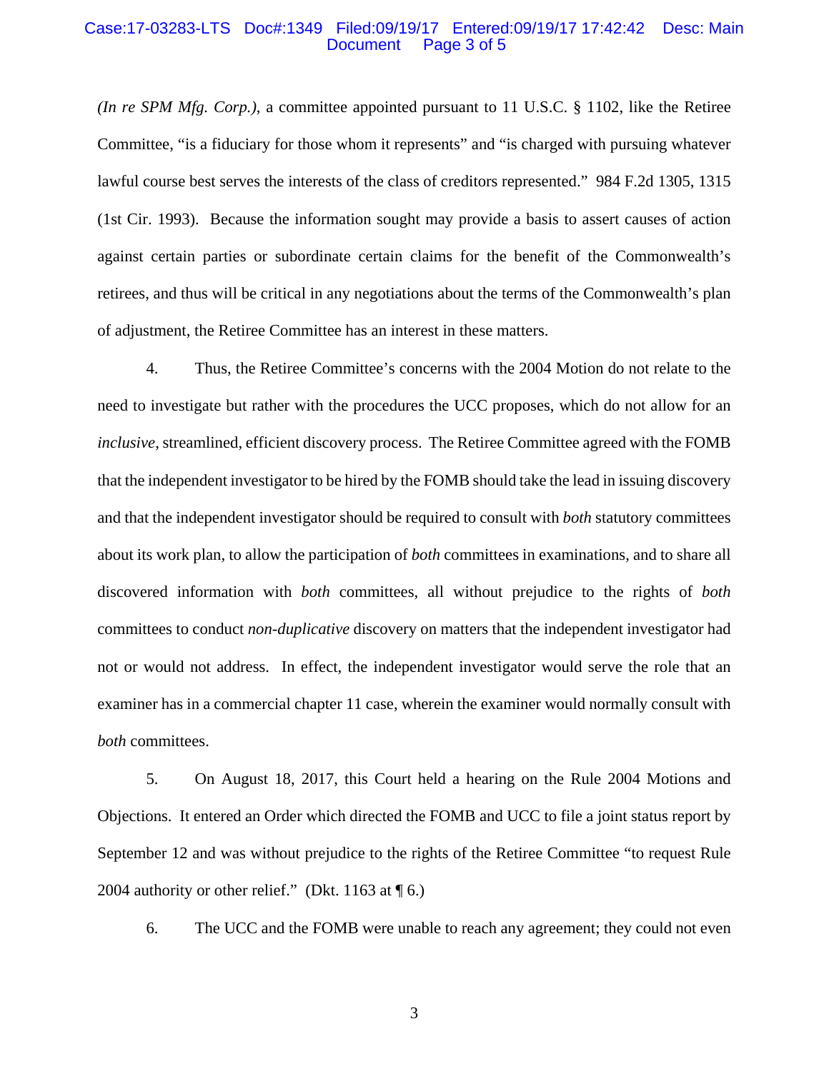*(In re SPM Mfg. Corp.)*, a committee appointed pursuant to 11 U.S.C. § 1102, like the Retiree Committee, "is a fiduciary for those whom it represents" and "is charged with pursuing whatever lawful course best serves the interests of the class of creditors represented." 984 F.2d 1305, 1315 (1st Cir. 1993). Because the information sought may provide a basis to assert causes of action against certain parties or subordinate certain claims for the benefit of the Commonwealth's retirees, and thus will be critical in any negotiations about the terms of the Commonwealth's plan of adjustment, the Retiree Committee has an interest in these matters.

4. Thus, the Retiree Committee's concerns with the 2004 Motion do not relate to the need to investigate but rather with the procedures the UCC proposes, which do not allow for an *inclusive*, streamlined, efficient discovery process. The Retiree Committee agreed with the FOMB that the independent investigator to be hired by the FOMB should take the lead in issuing discovery and that the independent investigator should be required to consult with *both* statutory committees about its work plan, to allow the participation of *both* committees in examinations, and to share all discovered information with *both* committees, all without prejudice to the rights of *both* committees to conduct *non-duplicative* discovery on matters that the independent investigator had not or would not address. In effect, the independent investigator would serve the role that an examiner has in a commercial chapter 11 case, wherein the examiner would normally consult with *both* committees.

5. On August 18, 2017, this Court held a hearing on the Rule 2004 Motions and Objections. It entered an Order which directed the FOMB and UCC to file a joint status report by September 12 and was without prejudice to the rights of the Retiree Committee "to request Rule 2004 authority or other relief." (Dkt. 1163 at ¶ 6.)

6. The UCC and the FOMB were unable to reach any agreement; they could not even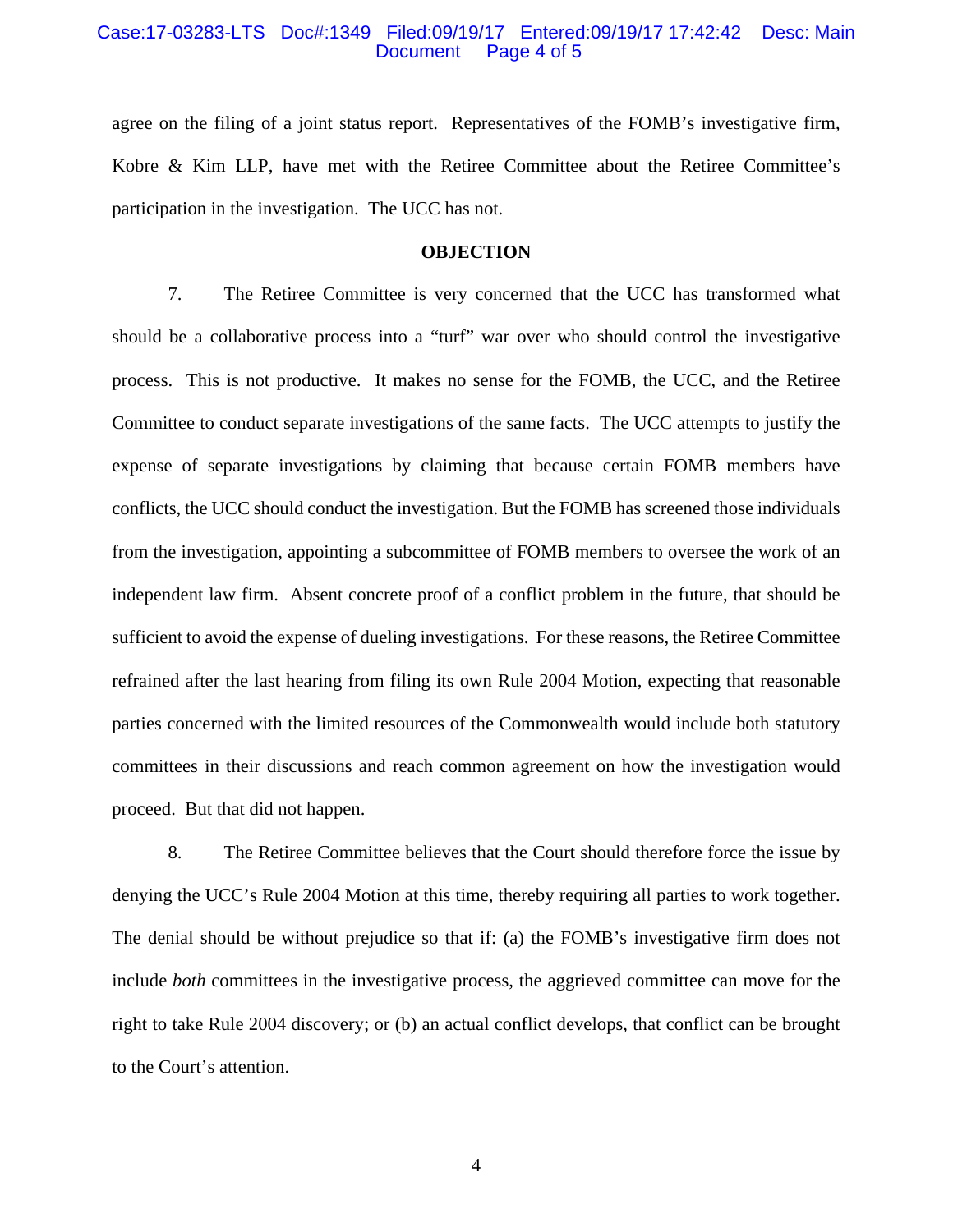agree on the filing of a joint status report. Representatives of the FOMB's investigative firm, Kobre & Kim LLP, have met with the Retiree Committee about the Retiree Committee's participation in the investigation. The UCC has not.

## OBJECTION

7. The Retiree Committee is very concerned that the UCC has transformed what should be a collaborative process into a "turf" war over who should control the investigative process. This is not productive. It makes no sense for the FOMB, the UCC, and the Retiree Committee to conduct separate investigations of the same facts. The UCC attempts to justify the expense of separate investigations by claiming that because certain FOMB members have conflicts, the UCC should conduct the investigation. But the FOMB has screened those individuals from the investigation, appointing a subcommittee of FOMB members to oversee the work of an independent law firm. Absent concrete proof of a conflict problem in the future, that should be sufficient to avoid the expense of dueling investigations. For these reasons, the Retiree Committee refrained after the last hearing from filing its own Rule 2004 Motion, expecting that reasonable parties concerned with the limited resources of the Commonwealth would include both statutory committees in their discussions and reach common agreement on how the investigation would proceed. But that did not happen.

8. The Retiree Committee believes that the Court should therefore force the issue by denying the UCC's Rule 2004 Motion at this time, thereby requiring all parties to work together. The denial should be without prejudice so that if: (a) the FOMB's investigative firm does not include *both* committees in the investigative process, the aggrieved committee can move for the right to take Rule 2004 discovery; or (b) an actual conflict develops, that conflict can be brought to the Court's attention.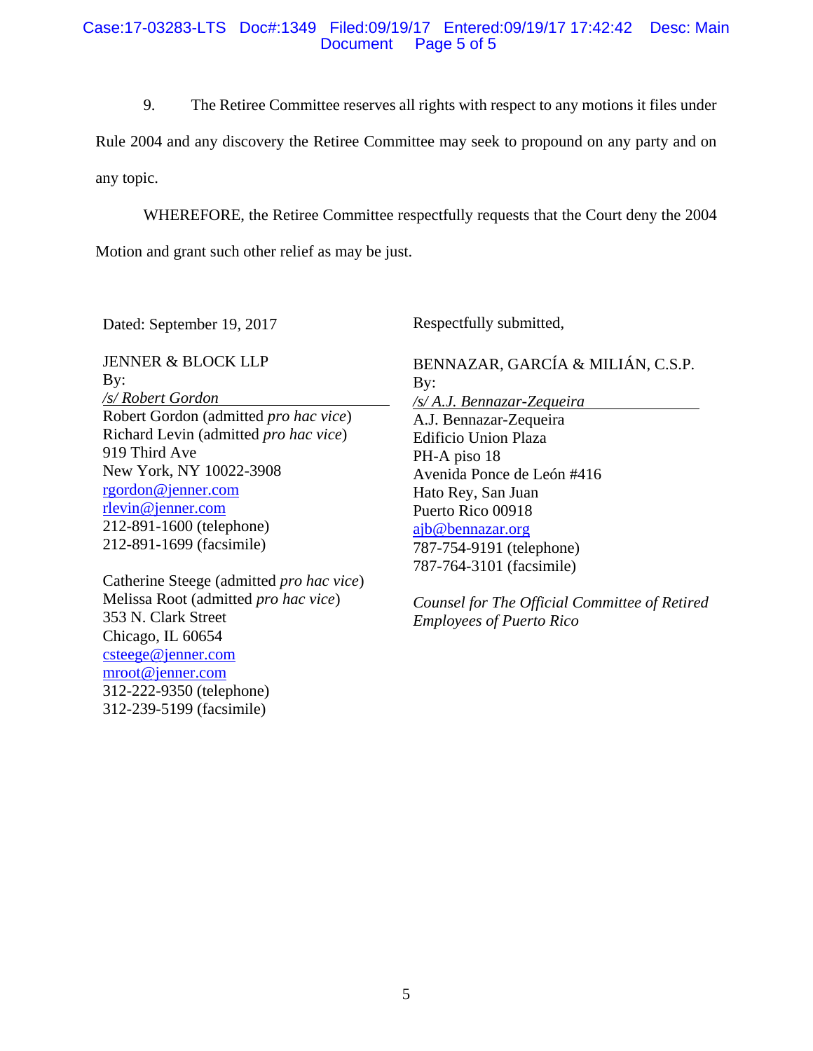9. The Retiree Committee reserves all rights with respect to any motions it files under Rule 2004 and any discovery the Retiree Committee may seek to propound on any party and on any topic.

WHEREFORE, the Retiree Committee respectfully requests that the Court deny the 2004 Motion and grant such other relief as may be just.

Dated: September 19, 2017

Respectfully submitted,

JENNER & BLOCK LLP
By:
*/s/ Robert Gordon*
Robert Gordon (admitted *pro hac vice*)
Richard Levin (admitted *pro hac vice*)
919 Third Ave
New York, NY 10022-3908
rgordon@jenner.com
rlevin@jenner.com
212-891-1600 (telephone)
212-891-1699 (facsimile)

Catherine Steege (admitted *pro hac vice*)
Melissa Root (admitted *pro hac vice*)
353 N. Clark Street
Chicago, IL 60654
csteege@jenner.com
mroot@jenner.com
312-222-9350 (telephone)
312-239-5199 (facsimile)

BENNAZAR, GARCÍA & MILIÁN, C.S.P.
By:
*/s/ A.J. Bennazar-Zequeira*
A.J. Bennazar-Zequeira
Edificio Union Plaza
PH-A piso 18
Avenida Ponce de León #416
Hato Rey, San Juan
Puerto Rico 00918
ajb@bennazar.org
787-754-9191 (telephone)
787-764-3101 (facsimile)

*Counsel for The Official Committee of Retired Employees of Puerto Rico*